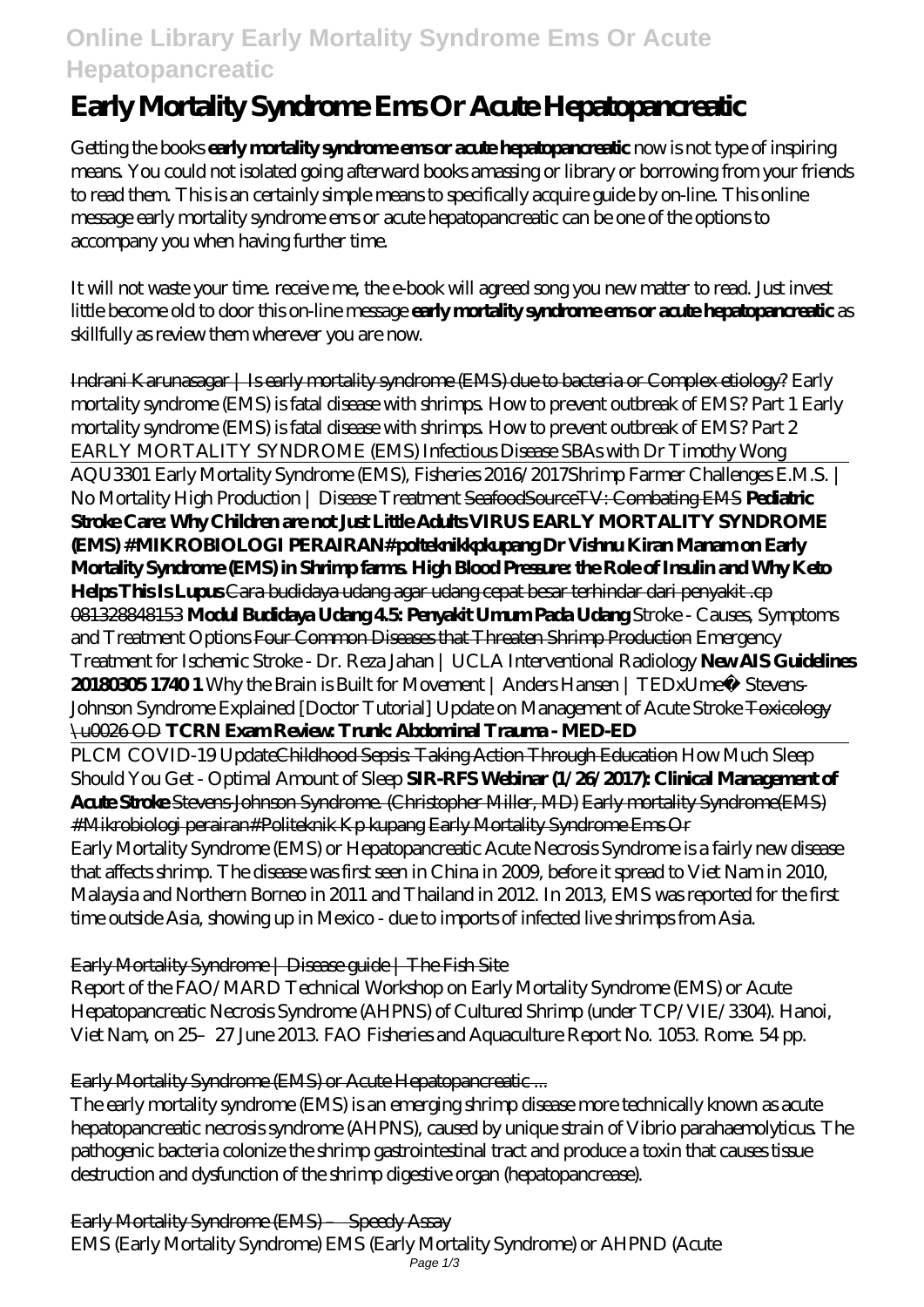# Early Mortality Syndrome Ems Or Acute Hepatopancreatic

Getting the books **early mortality syndrome ems or acute hepatopancreatic** now is not type of inspiring means. You could not isolated going afterward books amassing or library or borrowing from your friends to read them. This is an certainly simple means to specifically acquire guide by on-line. This online message early mortality syndrome ems or acute hepatopancreatic can be one of the options to accompany you when having further time.

It will not waste your time. receive me, the e-book will agreed song you new matter to read. Just invest little become old to door this on-line message **early mortality syndrome ems or acute hepatopancreatic** as skillfully as review them wherever you are now.

Indrani Karunasagar | Is early mortality syndrome (EMS) due to bacteria or Complex etiology? *Early mortality syndrome (EMS) is fatal disease with shrimps. How to prevent outbreak of EMS? Part 1 Early mortality syndrome (EMS) is fatal disease with shrimps. How to prevent outbreak of EMS? Part 2 EARLY MORTALITY SYNDROME (EMS) Infectious Disease SBAs with Dr Timothy Wong* AQU3301 Early Mortality Syndrome (EMS), Fisheries 2016/2017*Shrimp Farmer Challenges E.M.S. | No Mortality High Production | Disease Treatment* SeafoodSourceTV: Combating EMS **Pediatric Stroke Care: Why Children are not Just Little Adults VIRUS EARLY MORTALITY SYNDROME (EMS) #MIKROBIOLOGI PERAIRAN#politeknikkpkupang Dr Vishnu Kiran Manam on Early Mortality Syndrome (EMS) in Shrimp farms. High Blood Pressure: the Role of Insulin and Why Keto Helps This Is Lupus** Cara budidaya udang agar udang cepat besar terhindar dari penyakit .cp 081328848153 **Modul Budidaya Udang 4.5: Penyakit Umum Pada Udang** *Stroke - Causes, Symptoms and Treatment Options* Four Common Diseases that Threaten Shrimp Production *Emergency Treatment for Ischemic Stroke - Dr. Reza Jahan | UCLA Interventional Radiology* **New AIS Guidelines 20180305 1740 1** *Why the Brain is Built for Movement | Anders Hansen | TEDxUmeå Stevens-Johnson Syndrome Explained [Doctor Tutorial] Update on Management of Acute Stroke* Toxicology \u0026 OD **TCRN Exam Review: Trunk: Abdominal Trauma - MED-ED**

PLCM COVID-19 UpdateChildhood Sepsis: Taking Action Through Education *How Much Sleep Should You Get - Optimal Amount of Sleep* **SIR-RFS Webinar (1/26/2017): Clinical Management of Acute Stroke** Stevens-Johnson Syndrome. (Christopher Miller, MD) Early mortality Syndrome(EMS) #Mikrobiologi perairan#Politeknik Kp kupang Early Mortality Syndrome Ems Or

Early Mortality Syndrome (EMS) or Hepatopancreatic Acute Necrosis Syndrome is a fairly new disease that affects shrimp. The disease was first seen in China in 2009, before it spread to Viet Nam in 2010, Malaysia and Northern Borneo in 2011 and Thailand in 2012. In 2013, EMS was reported for the first time outside Asia, showing up in Mexico - due to imports of infected live shrimps from Asia.

Early Mortality Syndrome | Disease guide | The Fish Site

Report of the FAO/MARD Technical Workshop on Early Mortality Syndrome (EMS) or Acute Hepatopancreatic Necrosis Syndrome (AHPNS) of Cultured Shrimp (under TCP/VIE/3304). Hanoi, Viet Nam, on 25–27 June 2013. FAO Fisheries and Aquaculture Report No. 1053. Rome. 54 pp.

Early Mortality Syndrome (EMS) or Acute Hepatopancreatic ...

The early mortality syndrome (EMS) is an emerging shrimp disease more technically known as acute hepatopancreatic necrosis syndrome (AHPNS), caused by unique strain of Vibrio parahaemolyticus. The pathogenic bacteria colonize the shrimp gastrointestinal tract and produce a toxin that causes tissue destruction and dysfunction of the shrimp digestive organ (hepatopancrease).

Early Mortality Syndrome (EMS) – Speedy Assay

EMS (Early Mortality Syndrome) EMS (Early Mortality Syndrome) or AHPND (Acute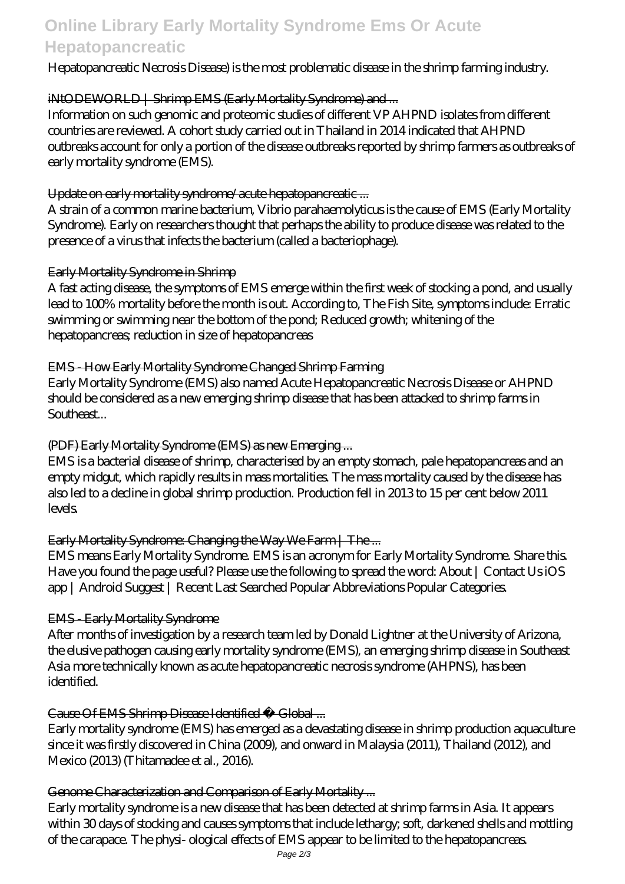Hepatopancreatic Necrosis Disease) is the most problematic disease in the shrimp farming industry.

iNtODEWORLD | Shrimp EMS (Early Mortality Syndrome) and ...

Information on such genomic and proteomic studies of different VP AHPND isolates from different countries are reviewed. A cohort study carried out in Thailand in 2014 indicated that AHPND outbreaks account for only a portion of the disease outbreaks reported by shrimp farmers as outbreaks of early mortality syndrome (EMS).

Update on early mortality syndrome/acute hepatopancreatic ...

A strain of a common marine bacterium, Vibrio parahaemolyticus is the cause of EMS (Early Mortality Syndrome). Early on researchers thought that perhaps the ability to produce disease was related to the presence of a virus that infects the bacterium (called a bacteriophage).

Early Mortality Syndrome in Shrimp

A fast acting disease, the symptoms of EMS emerge within the first week of stocking a pond, and usually lead to 100% mortality before the month is out. According to, The Fish Site, symptoms include: Erratic swimming or swimming near the bottom of the pond; Reduced growth; whitening of the hepatopancreas; reduction in size of hepatopancreas

EMS - How Early Mortality Syndrome Changed Shrimp Farming

Early Mortality Syndrome (EMS) also named Acute Hepatopancreatic Necrosis Disease or AHPND should be considered as a new emerging shrimp disease that has been attacked to shrimp farms in Southeast...

(PDF) Early Mortality Syndrome (EMS) as new Emerging ...

EMS is a bacterial disease of shrimp, characterised by an empty stomach, pale hepatopancreas and an empty midgut, which rapidly results in mass mortalities. The mass mortality caused by the disease has also led to a decline in global shrimp production. Production fell in 2013 to 15 per cent below 2011 levels.

Early Mortality Syndrome: Changing the Way We Farm | The ...

EMS means Early Mortality Syndrome. EMS is an acronym for Early Mortality Syndrome. Share this. Have you found the page useful? Please use the following to spread the word: About | Contact Us iOS app | Android Suggest | Recent Last Searched Popular Abbreviations Popular Categories.

EMS - Early Mortality Syndrome

After months of investigation by a research team led by Donald Lightner at the University of Arizona, the elusive pathogen causing early mortality syndrome (EMS), an emerging shrimp disease in Southeast Asia more technically known as acute hepatopancreatic necrosis syndrome (AHPNS), has been identified.

Cause Of EMS Shrimp Disease Identified « Global ...

Early mortality syndrome (EMS) has emerged as a devastating disease in shrimp production aquaculture since it was firstly discovered in China (2009), and onward in Malaysia (2011), Thailand (2012), and Mexico (2013) (Thitamadee et al., 2016).

Genome Characterization and Comparison of Early Mortality ...

Early mortality syndrome is a new disease that has been detected at shrimp farms in Asia. It appears within 30 days of stocking and causes symptoms that include lethargy; soft, darkened shells and mottling of the carapace. The physi- ological effects of EMS appear to be limited to the hepatopancreas.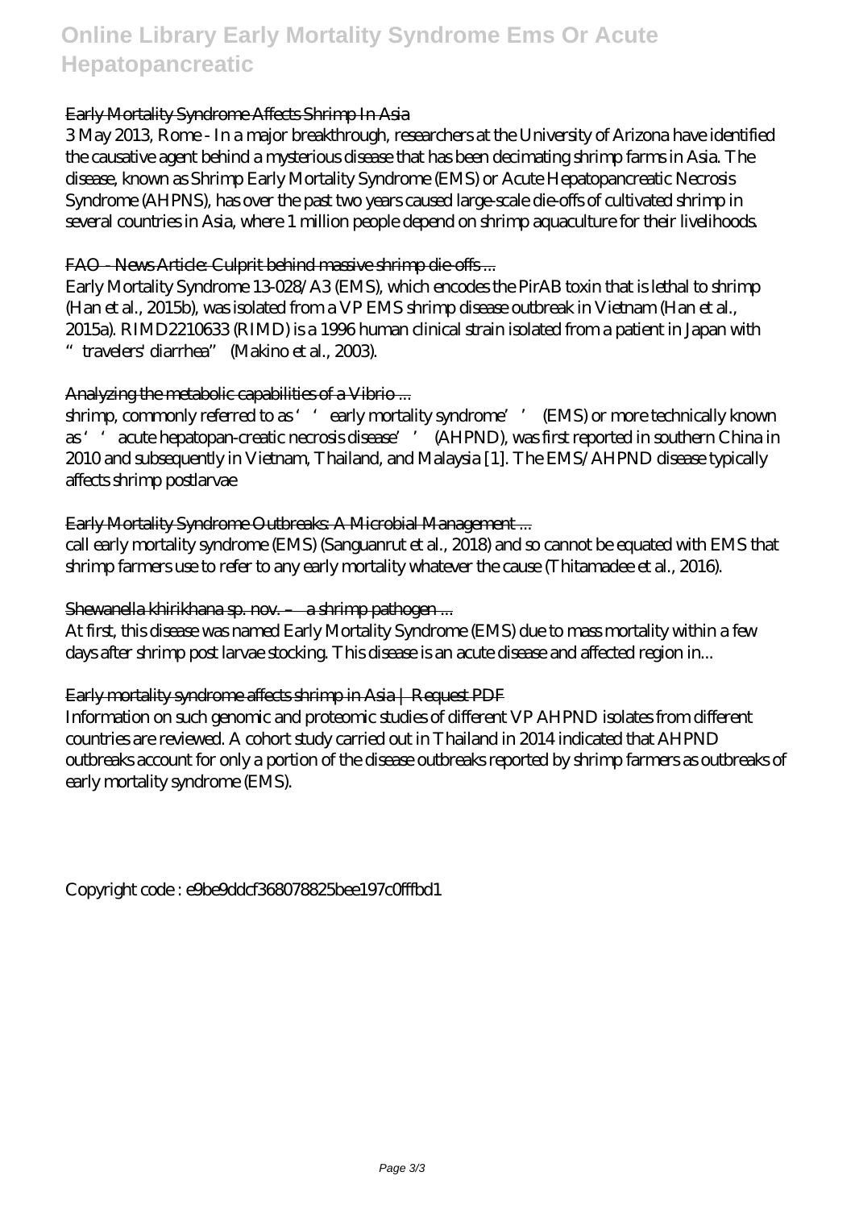## Early Mortality Syndrome Affects Shrimp In Asia

3 May 2013, Rome - In a major breakthrough, researchers at the University of Arizona have identified the causative agent behind a mysterious disease that has been decimating shrimp farms in Asia. The disease, known as Shrimp Early Mortality Syndrome (EMS) or Acute Hepatopancreatic Necrosis Syndrome (AHPNS), has over the past two years caused large-scale die-offs of cultivated shrimp in several countries in Asia, where 1 million people depend on shrimp aquaculture for their livelihoods.

## FAO - News Article: Culprit behind massive shrimp die-offs ...

Early Mortality Syndrome 13-028/A3 (EMS), which encodes the PirAB toxin that is lethal to shrimp (Han et al., 2015b), was isolated from a VP EMS shrimp disease outbreak in Vietnam (Han et al., 2015a). RIMD2210633 (RIMD) is a 1996 human clinical strain isolated from a patient in Japan with "travelers' diarrhea" (Makino et al., 2003).

## Analyzing the metabolic capabilities of a Vibrio ...

shrimp, commonly referred to as ''early mortality syndrome'' (EMS) or more technically known as ''acute hepatopan-creatic necrosis disease'' (AHPND), was first reported in southern China in 2010 and subsequently in Vietnam, Thailand, and Malaysia [1]. The EMS/AHPND disease typically affects shrimp postlarvae

## Early Mortality Syndrome Outbreaks: A Microbial Management ...

call early mortality syndrome (EMS) (Sanguanrut et al., 2018) and so cannot be equated with EMS that shrimp farmers use to refer to any early mortality whatever the cause (Thitamadee et al., 2016).

## Shewanella khirikhana sp. nov. – a shrimp pathogen ...

At first, this disease was named Early Mortality Syndrome (EMS) due to mass mortality within a few days after shrimp post larvae stocking. This disease is an acute disease and affected region in...

## Early mortality syndrome affects shrimp in Asia | Request PDF

Information on such genomic and proteomic studies of different VP AHPND isolates from different countries are reviewed. A cohort study carried out in Thailand in 2014 indicated that AHPND outbreaks account for only a portion of the disease outbreaks reported by shrimp farmers as outbreaks of early mortality syndrome (EMS).

Copyright code : e9be9ddcf368078825bee197c0fffbd1